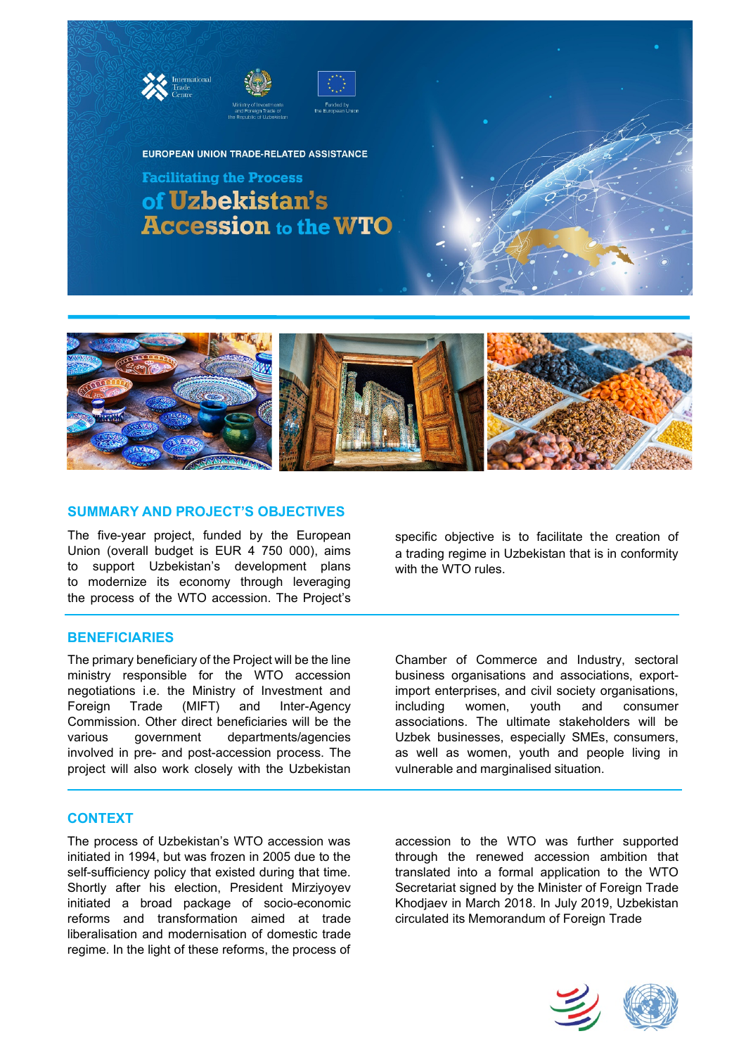International Trade Centre

Ministry of Investments and Foreign Trade of the Republic of Uzbekistan

Funded by the European Union

EUROPEAN UNION TRADE-RELATED ASSISTANCE

# Facilitating the Process of Uzbekistan's Accession to the WTO

## SUMMARY AND PROJECT'S OBJECTIVES

The five-year project, funded by the European Union (overall budget is EUR 4 750 000), aims to support Uzbekistan's development plans to modernize its economy through leveraging the process of the WTO accession. The Project's specific objective is to facilitate the creation of a trading regime in Uzbekistan that is in conformity with the WTO rules.

## BENEFICIARIES

The primary beneficiary of the Project will be the line ministry responsible for the WTO accession negotiations i.e. the Ministry of Investment and Foreign Trade (MIFT) and Inter-Agency Commission. Other direct beneficiaries will be the various government departments/agencies involved in pre- and post-accession process. The project will also work closely with the Uzbekistan Chamber of Commerce and Industry, sectoral business organisations and associations, export-import enterprises, and civil society organisations, including women, youth and consumer associations. The ultimate stakeholders will be Uzbek businesses, especially SMEs, consumers, as well as women, youth and people living in vulnerable and marginalised situation.

## CONTEXT

The process of Uzbekistan's WTO accession was initiated in 1994, but was frozen in 2005 due to the self-sufficiency policy that existed during that time. Shortly after his election, President Mirziyoyev initiated a broad package of socio-economic reforms and transformation aimed at trade liberalisation and modernisation of domestic trade regime. In the light of these reforms, the process of accession to the WTO was further supported through the renewed accession ambition that translated into a formal application to the WTO Secretariat signed by the Minister of Foreign Trade Khodjaev in March 2018. In July 2019, Uzbekistan circulated its Memorandum of Foreign Trade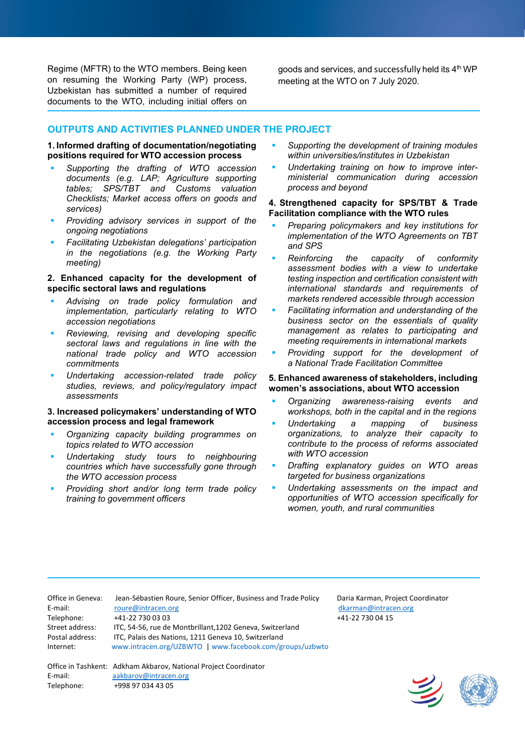Regime (MFTR) to the WTO members. Being keen on resuming the Working Party (WP) process, Uzbekistan has submitted a number of required documents to the WTO, including initial offers on goods and services, and successfully held its 4th WP meeting at the WTO on 7 July 2020.

## OUTPUTS AND ACTIVITIES PLANNED UNDER THE PROJECT

**1. Informed drafting of documentation/negotiating positions required for WTO accession process**

- *Supporting the drafting of WTO accession documents (e.g. LAP; Agriculture supporting tables; SPS/TBT and Customs valuation Checklists; Market access offers on goods and services)*
- *Providing advisory services in support of the ongoing negotiations*
- *Facilitating Uzbekistan delegations' participation in the negotiations (e.g. the Working Party meeting)*

**2. Enhanced capacity for the development of specific sectoral laws and regulations**

- *Advising on trade policy formulation and implementation, particularly relating to WTO accession negotiations*
- *Reviewing, revising and developing specific sectoral laws and regulations in line with the national trade policy and WTO accession commitments*
- *Undertaking accession-related trade policy studies, reviews, and policy/regulatory impact assessments*

**3. Increased policymakers' understanding of WTO accession process and legal framework**

- *Organizing capacity building programmes on topics related to WTO accession*
- *Undertaking study tours to neighbouring countries which have successfully gone through the WTO accession process*
- *Providing short and/or long term trade policy training to government officers*
- *Supporting the development of training modules within universities/institutes in Uzbekistan*
- *Undertaking training on how to improve inter-ministerial communication during accession process and beyond*

**4. Strengthened capacity for SPS/TBT & Trade Facilitation compliance with the WTO rules**

- *Preparing policymakers and key institutions for implementation of the WTO Agreements on TBT and SPS*
- *Reinforcing the capacity of conformity assessment bodies with a view to undertake testing inspection and certification consistent with international standards and requirements of markets rendered accessible through accession*
- *Facilitating information and understanding of the business sector on the essentials of quality management as relates to participating and meeting requirements in international markets*
- *Providing support for the development of a National Trade Facilitation Committee*

**5. Enhanced awareness of stakeholders, including women's associations, about WTO accession**

- *Organizing awareness-raising events and workshops, both in the capital and in the regions*
- *Undertaking a mapping of business organizations, to analyze their capacity to contribute to the process of reforms associated with WTO accession*
- *Drafting explanatory guides on WTO areas targeted for business organizations*
- *Undertaking assessments on the impact and opportunities of WTO accession specifically for women, youth, and rural communities*

---

Office in Geneva: Jean-Sébastien Roure, Senior Officer, Business and Trade Policy
E-mail: roure@intracen.org
Telephone: +41-22 730 03 03

Daria Karman, Project Coordinator
dkarman@intracen.org
+41-22 730 04 15

Street address: ITC, 54-56, rue de Montbrillant,1202 Geneva, Switzerland
Postal address: ITC, Palais des Nations, 1211 Geneva 10, Switzerland
Internet: www.intracen.org/UZBWTO | www.facebook.com/groups/uzbwto

Office in Tashkent: Adkham Akbarov, National Project Coordinator
E-mail: aakbarov@intracen.org
Telephone: +998 97 034 43 05